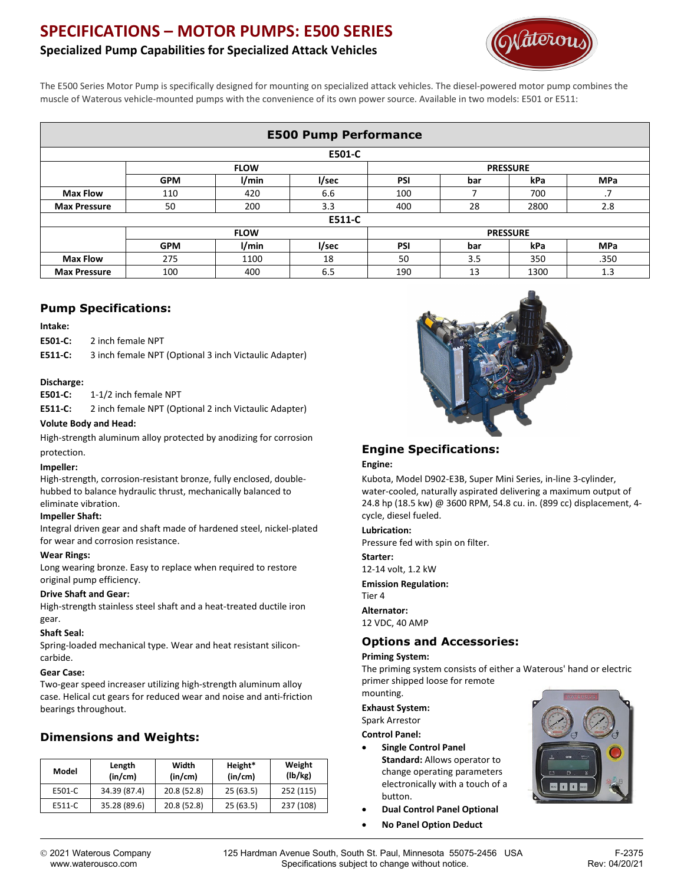# SPECIFICATIONS – MOTOR PUMPS: E500 SERIES

## Specialized Pump Capabilities for Specialized Attack Vehicles

The E500 Series Motor Pump is specifically designed for mounting on specialized attack vehicles. The diesel-powered motor pump combines the muscle of Waterous vehicle-mounted pumps with the convenience of its own power source. Available in two models: E501 or E511:

| E500 Pump Performance | | | | | | | |
|---|---|---|---|---|---|---|---|
| **E501-C** | | | | | | | |
| | **FLOW** | | | **PRESSURE** | | | |
| | **GPM** | **l/min** | **l/sec** | **PSI** | **bar** | **kPa** | **MPa** |
| **Max Flow** | 110 | 420 | 6.6 | 100 | 7 | 700 | .7 |
| **Max Pressure** | 50 | 200 | 3.3 | 400 | 28 | 2800 | 2.8 |
| **E511-C** | | | | | | | |
| | **FLOW** | | | **PRESSURE** | | | |
| | **GPM** | **l/min** | **l/sec** | **PSI** | **bar** | **kPa** | **MPa** |
| **Max Flow** | 275 | 1100 | 18 | 50 | 3.5 | 350 | .350 |
| **Max Pressure** | 100 | 400 | 6.5 | 190 | 13 | 1300 | 1.3 |

### Pump Specifications:

**Intake:**

**E501-C:** 2 inch female NPT

**E511-C:** 3 inch female NPT (Optional 3 inch Victaulic Adapter)

**Discharge:**

**E501-C:** 1-1/2 inch female NPT

**E511-C:** 2 inch female NPT (Optional 2 inch Victaulic Adapter)

**Volute Body and Head:**

High-strength aluminum alloy protected by anodizing for corrosion protection.

**Impeller:**

High-strength, corrosion-resistant bronze, fully enclosed, double-hubbed to balance hydraulic thrust, mechanically balanced to eliminate vibration.

**Impeller Shaft:**

Integral driven gear and shaft made of hardened steel, nickel-plated for wear and corrosion resistance.

**Wear Rings:**

Long wearing bronze. Easy to replace when required to restore original pump efficiency.

**Drive Shaft and Gear:**

High-strength stainless steel shaft and a heat-treated ductile iron gear.

**Shaft Seal:**

Spring-loaded mechanical type. Wear and heat resistant silicon-carbide.

**Gear Case:**

Two-gear speed increaser utilizing high-strength aluminum alloy case. Helical cut gears for reduced wear and noise and anti-friction bearings throughout.

### Dimensions and Weights:

| Model | Length (in/cm) | Width (in/cm) | Height* (in/cm) | Weight (lb/kg) |
|---|---|---|---|---|
| E501-C | 34.39 (87.4) | 20.8 (52.8) | 25 (63.5) | 252 (115) |
| E511-C | 35.28 (89.6) | 20.8 (52.8) | 25 (63.5) | 237 (108) |

### Engine Specifications:

**Engine:**

Kubota, Model D902-E3B, Super Mini Series, in-line 3-cylinder, water-cooled, naturally aspirated delivering a maximum output of 24.8 hp (18.5 kw) @ 3600 RPM, 54.8 cu. in. (899 cc) displacement, 4-cycle, diesel fueled.

**Lubrication:**

Pressure fed with spin on filter.

**Starter:**

12-14 volt, 1.2 kW

**Emission Regulation:**

Tier 4

**Alternator:**

12 VDC, 40 AMP

### Options and Accessories:

**Priming System:**

The priming system consists of either a Waterous' hand or electric primer shipped loose for remote mounting.

**Exhaust System:**

Spark Arrestor

**Control Panel:**

- **Single Control Panel Standard:** Allows operator to change operating parameters electronically with a touch of a button.
- **Dual Control Panel Optional**
- **No Panel Option Deduct**

© 2021 Waterous Company
www.waterousco.com

125 Hardman Avenue South, South St. Paul, Minnesota 55075-2456 USA
Specifications subject to change without notice.

F-2375
Rev: 04/20/21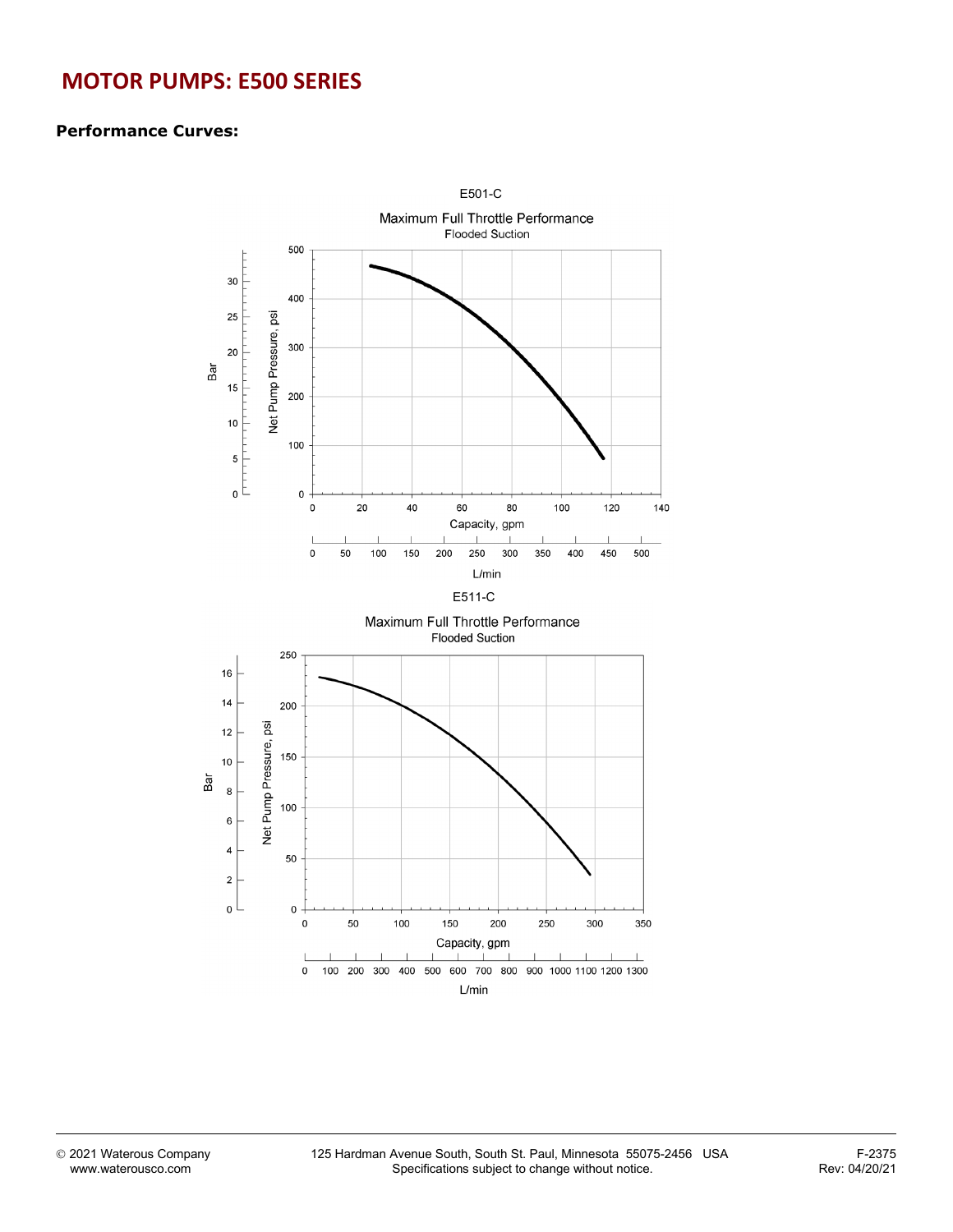# MOTOR PUMPS: E500 SERIES

**Performance Curves:**

E501-C

Maximum Full Throttle Performance

Flooded Suction

Bar: 0, 5, 10, 15, 20, 25, 30

Net Pump Pressure, psi: 0, 100, 200, 300, 400, 500

Capacity, gpm: 0, 20, 40, 60, 80, 100, 120, 140

L/min: 0, 50, 100, 150, 200, 250, 300, 350, 400, 450, 500

E511-C

Maximum Full Throttle Performance

Flooded Suction

Bar: 0, 2, 4, 6, 8, 10, 12, 14, 16

Net Pump Pressure, psi: 0, 50, 100, 150, 200, 250

Capacity, gpm: 0, 50, 100, 150, 200, 250, 300, 350

L/min: 0, 100, 200, 300, 400, 500, 600, 700, 800, 900, 1000, 1100, 1200, 1300

© 2021 Waterous Company
www.waterousco.com

125 Hardman Avenue South, South St. Paul, Minnesota 55075-2456 USA
Specifications subject to change without notice.

F-2375
Rev: 04/20/21